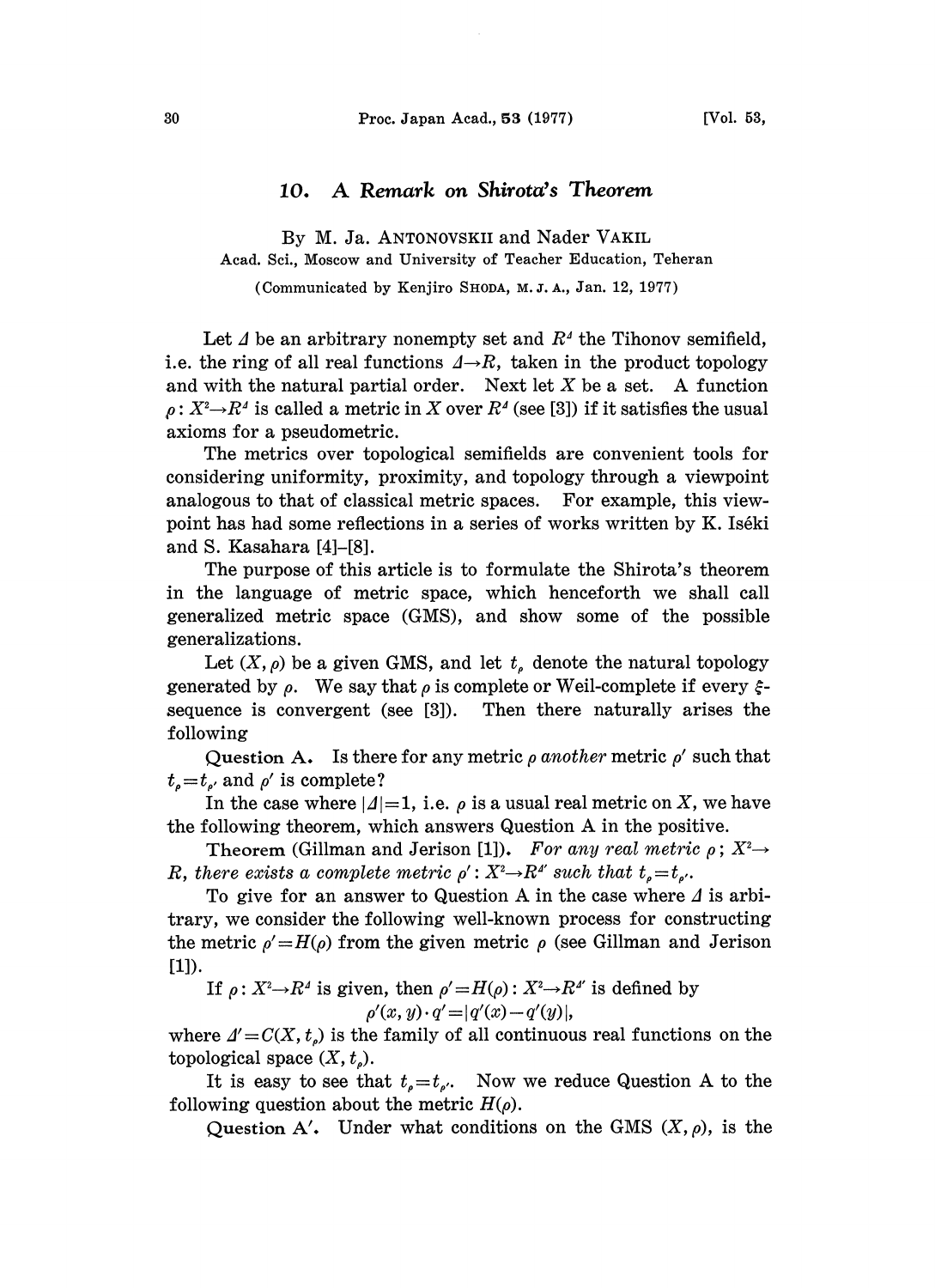# 10. A Remark on Shirota's Theorem

By M. Ja. ANTONOVSKII and Nader VAKIL

Acad. Sci., Moscow and University of Teacher Education, Teheran

(Communicated by Kenjiro SHODA, M. J. A., Jan. 12, 1977)

Let $\Delta$ be an arbitrary nonempty set and $R^{\Delta}$ the Tihonov semifield, i.e. the ring of all real functions $\Delta \to R$, taken in the product topology and with the natural partial order. Next let $X$ be a set. A function $\rho: X^2 \to R^{\Delta}$ is called a metric in $X$ over $R^{\Delta}$ (see [3]) if it satisfies the usual axioms for a pseudometric.

The metrics over topological semifields are convenient tools for considering uniformity, proximity, and topology through a viewpoint analogous to that of classical metric spaces. For example, this viewpoint has had some reflections in a series of works written by K. Iséki and S. Kasahara [4]–[8].

The purpose of this article is to formulate the Shirota's theorem in the language of metric space, which henceforth we shall call generalized metric space (GMS), and show some of the possible generalizations.

Let $(X, \rho)$ be a given GMS, and let $t_\rho$ denote the natural topology generated by $\rho$. We say that $\rho$ is complete or Weil-complete if every $\xi$-sequence is convergent (see [3]). Then there naturally arises the following

**Question A.** Is there for any metric $\rho$ *another* metric $\rho'$ such that $t_\rho = t_{\rho'}$ and $\rho'$ is complete?

In the case where $|\Delta| = 1$, i.e. $\rho$ is a usual real metric on $X$, we have the following theorem, which answers Question A in the positive.

**Theorem** (Gillman and Jerison [1]). *For any real metric $\rho$; $X^2 \to R$, there exists a complete metric $\rho': X^2 \to R^{\Delta'}$ such that $t_\rho = t_{\rho'}$.*

To give for an answer to Question A in the case where $\Delta$ is arbitrary, we consider the following well-known process for constructing the metric $\rho' = H(\rho)$ from the given metric $\rho$ (see Gillman and Jerison [1]).

If $\rho: X^2 \to R^{\Delta}$ is given, then $\rho' = H(\rho): X^2 \to R^{\Delta'}$ is defined by

$$\rho'(x, y) \cdot q' = |q'(x) - q'(y)|,$$

where $\Delta' = C(X, t_\rho)$ is the family of all continuous real functions on the topological space $(X, t_\rho)$.

It is easy to see that $t_\rho = t_{\rho'}$. Now we reduce Question A to the following question about the metric $H(\rho)$.

**Question A'.** Under what conditions on the GMS $(X, \rho)$, is the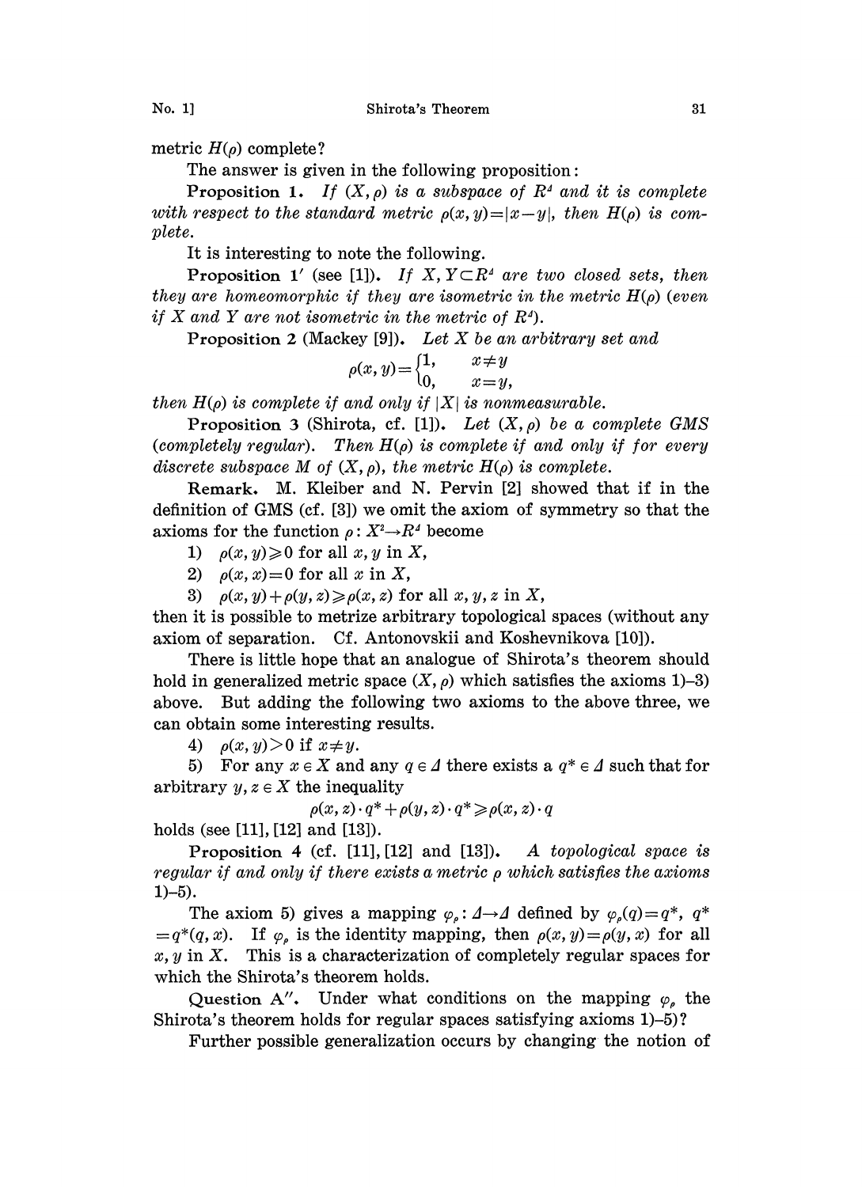metric $H(\rho)$ complete?

The answer is given in the following proposition:

**Proposition 1.** *If $(X, \rho)$ is a subspace of $R^\Delta$ and it is complete with respect to the standard metric $\rho(x, y) = |x - y|$, then $H(\rho)$ is complete.*

It is interesting to note the following.

**Proposition 1′** (see [1]). *If $X, Y \subset R^\Delta$ are two closed sets, then they are homeomorphic if they are isometric in the metric $H(\rho)$ (even if $X$ and $Y$ are not isometric in the metric of $R^\Delta$).*

**Proposition 2** (Mackey [9]). *Let $X$ be an arbitrary set and*

$$\rho(x, y) = \begin{cases} 1, & x \neq y \\ 0, & x = y, \end{cases}$$

*then $H(\rho)$ is complete if and only if $|X|$ is nonmeasurable.*

**Proposition 3** (Shirota, cf. [1]). *Let $(X, \rho)$ be a complete GMS (completely regular). Then $H(\rho)$ is complete if and only if for every discrete subspace $M$ of $(X, \rho)$, the metric $H(\rho)$ is complete.*

**Remark.** M. Kleiber and N. Pervin [2] showed that if in the definition of GMS (cf. [3]) we omit the axiom of symmetry so that the axioms for the function $\rho : X^2 \to R^\Delta$ become

1) $\rho(x, y) \geqslant 0$ for all $x, y$ in $X$,
2) $\rho(x, x) = 0$ for all $x$ in $X$,
3) $\rho(x, y) + \rho(y, z) \geqslant \rho(x, z)$ for all $x, y, z$ in $X$,

then it is possible to metrize arbitrary topological spaces (without any axiom of separation. Cf. Antonovskii and Koshevnikova [10]).

There is little hope that an analogue of Shirota's theorem should hold in generalized metric space $(X, \rho)$ which satisfies the axioms 1)–3) above. But adding the following two axioms to the above three, we can obtain some interesting results.

4) $\rho(x, y) > 0$ if $x \neq y$.
5) For any $x \in X$ and any $q \in \Delta$ there exists a $q^* \in \Delta$ such that for arbitrary $y, z \in X$ the inequality

$$\rho(x, z) \cdot q^* + \rho(y, z) \cdot q^* \geqslant \rho(x, z) \cdot q$$

holds (see [11], [12] and [13]).

**Proposition 4** (cf. [11], [12] and [13]). *A topological space is regular if and only if there exists a metric $\rho$ which satisfies the axioms 1)–5).*

The axiom 5) gives a mapping $\varphi_\rho : \Delta \to \Delta$ defined by $\varphi_\rho(q) = q^*$, $q^* = q^*(q, x)$. If $\varphi_\rho$ is the identity mapping, then $\rho(x, y) = \rho(y, x)$ for all $x, y$ in $X$. This is a characterization of completely regular spaces for which the Shirota's theorem holds.

**Question A″.** Under what conditions on the mapping $\varphi_\rho$ the Shirota's theorem holds for regular spaces satisfying axioms 1)–5)?

Further possible generalization occurs by changing the notion of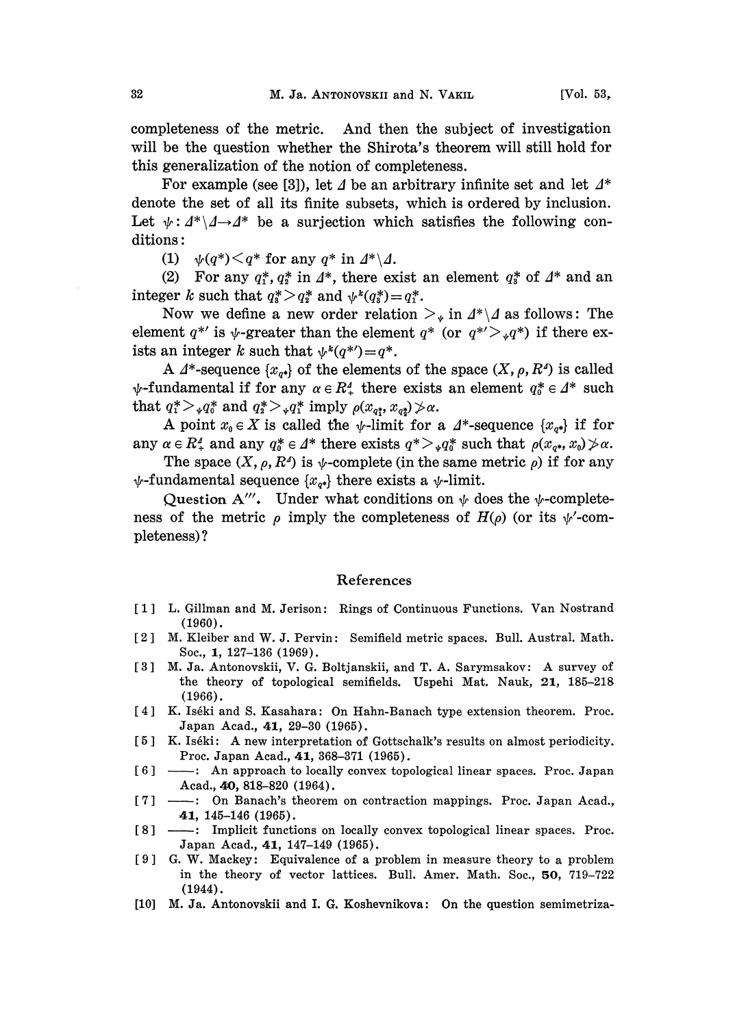completeness of the metric. And then the subject of investigation will be the question whether the Shirota's theorem will still hold for this generalization of the notion of completeness.

For example (see [3]), let $\Delta$ be an arbitrary infinite set and let $\Delta^*$ denote the set of all its finite subsets, which is ordered by inclusion. Let $\psi : \Delta^* \setminus \Delta \to \Delta^*$ be a surjection which satisfies the following conditions:

(1) $\psi(q^*) < q^*$ for any $q^*$ in $\Delta^* \setminus \Delta$.

(2) For any $q_1^*, q_2^*$ in $\Delta^*$, there exist an element $q_3^*$ of $\Delta^*$ and an integer $k$ such that $q_3^* > q_2^*$ and $\psi^k(q_3^*) = q_1^*$.

Now we define a new order relation $>_\psi$ in $\Delta^* \setminus \Delta$ as follows: The element $q^{*\prime}$ is $\psi$-greater than the element $q^*$ (or $q^{*\prime} >_\psi q^*$) if there exists an integer $k$ such that $\psi^k(q^{*\prime}) = q^*$.

A $\Delta^*$-sequence $\{x_{q^*}\}$ of the elements of the space $(X, \rho, R^\Delta)$ is called $\psi$-fundamental if for any $\alpha \in R_+^\Delta$ there exists an element $q_0^* \in \Delta^*$ such that $q_1^* >_\psi q_0^*$ and $q_2^* >_\psi q_1^*$ imply $\rho(x_{q_1^*}, x_{q_2^*}) \not> \alpha$.

A point $x_0 \in X$ is called the $\psi$-limit for a $\Delta^*$-sequence $\{x_{q^*}\}$ if for any $\alpha \in R_+^\Delta$ and any $q_0^* \in \Delta^*$ there exists $q^* >_\psi q_0^*$ such that $\rho(x_{q^*}, x_0) \not> \alpha$.

The space $(X, \rho, R^\Delta)$ is $\psi$-complete (in the same metric $\rho$) if for any $\psi$-fundamental sequence $\{x_{q^*}\}$ there exists a $\psi$-limit.

**Question A‴.** Under what conditions on $\psi$ does the $\psi$-completeness of the metric $\rho$ imply the completeness of $H(\rho)$ (or its $\psi'$-completeness)?

## References

[1] L. Gillman and M. Jerison: Rings of Continuous Functions. Van Nostrand (1960).

[2] M. Kleiber and W. J. Pervin: Semifield metric spaces. Bull. Austral. Math. Soc., **1**, 127–136 (1969).

[3] M. Ja. Antonovskii, V. G. Boltjanskii, and T. A. Sarymsakov: A survey of the theory of topological semifields. Uspehi Mat. Nauk, **21**, 185–218 (1966).

[4] K. Iséki and S. Kasahara: On Hahn-Banach type extension theorem. Proc. Japan Acad., **41**, 29–30 (1965).

[5] K. Iséki: A new interpretation of Gottschalk's results on almost periodicity. Proc. Japan Acad., **41**, 368–371 (1965).

[6] ——: An approach to locally convex topological linear spaces. Proc. Japan Acad., **40**, 818–820 (1964).

[7] ——: On Banach's theorem on contraction mappings. Proc. Japan Acad., **41**, 145–146 (1965).

[8] ——: Implicit functions on locally convex topological linear spaces. Proc. Japan Acad., **41**, 147–149 (1965).

[9] G. W. Mackey: Equivalence of a problem in measure theory to a problem in the theory of vector lattices. Bull. Amer. Math. Soc., **50**, 719–722 (1944).

[10] M. Ja. Antonovskii and I. G. Koshevnikova: On the question semimetriza-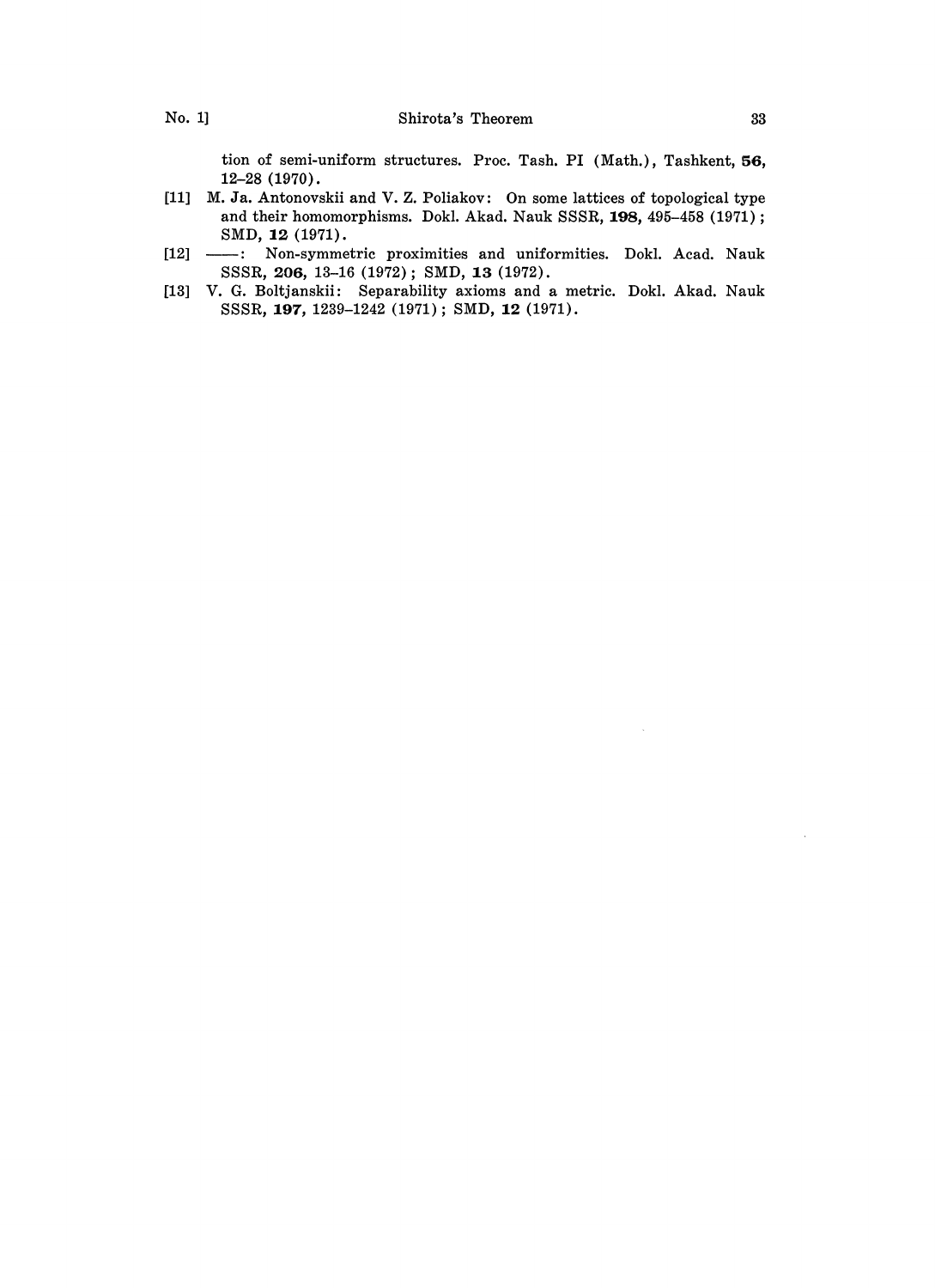tion of semi-uniform structures. Proc. Tash. PI (Math.), Tashkent, **56**, 12–28 (1970).

[11] M. Ja. Antonovskii and V. Z. Poliakov: On some lattices of topological type and their homomorphisms. Dokl. Akad. Nauk SSSR, **198**, 495–458 (1971); SMD, **12** (1971).

[12] ——: Non-symmetric proximities and uniformities. Dokl. Acad. Nauk SSSR, **206**, 13–16 (1972); SMD, **13** (1972).

[13] V. G. Boltjanskii: Separability axioms and a metric. Dokl. Akad. Nauk SSSR, **197**, 1239–1242 (1971); SMD, **12** (1971).